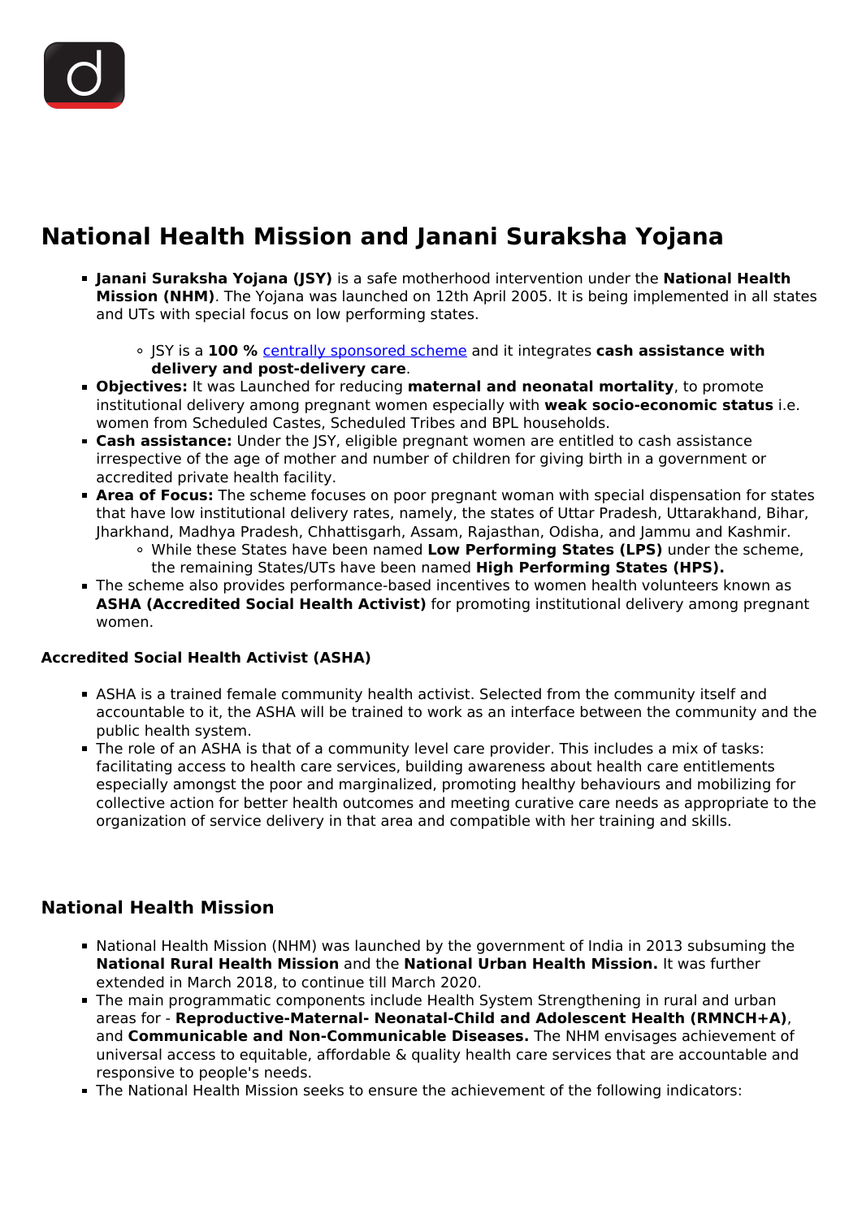# National Health Mission and Janani Suraksha Yojana

- **Janani Suraksha Yojana (JSY)** is a safe motherhood intervention under the **National Health Mission (NHM)**. The Yojana was launched on 12th April 2005. It is being implemented in all states and UTs with special focus on low performing states.
    - JSY is a **100 %** centrally sponsored scheme and it integrates **cash assistance with delivery and post-delivery care**.
- **Objectives:** It was Launched for reducing **maternal and neonatal mortality**, to promote institutional delivery among pregnant women especially with **weak socio-economic status** i.e. women from Scheduled Castes, Scheduled Tribes and BPL households.
- **Cash assistance:** Under the JSY, eligible pregnant women are entitled to cash assistance irrespective of the age of mother and number of children for giving birth in a government or accredited private health facility.
- **Area of Focus:** The scheme focuses on poor pregnant woman with special dispensation for states that have low institutional delivery rates, namely, the states of Uttar Pradesh, Uttarakhand, Bihar, Jharkhand, Madhya Pradesh, Chhattisgarh, Assam, Rajasthan, Odisha, and Jammu and Kashmir.
    - While these States have been named **Low Performing States (LPS)** under the scheme, the remaining States/UTs have been named **High Performing States (HPS).**
- The scheme also provides performance-based incentives to women health volunteers known as **ASHA (Accredited Social Health Activist)** for promoting institutional delivery among pregnant women.

**Accredited Social Health Activist (ASHA)**

- ASHA is a trained female community health activist. Selected from the community itself and accountable to it, the ASHA will be trained to work as an interface between the community and the public health system.
- The role of an ASHA is that of a community level care provider. This includes a mix of tasks: facilitating access to health care services, building awareness about health care entitlements especially amongst the poor and marginalized, promoting healthy behaviours and mobilizing for collective action for better health outcomes and meeting curative care needs as appropriate to the organization of service delivery in that area and compatible with her training and skills.

## National Health Mission

- National Health Mission (NHM) was launched by the government of India in 2013 subsuming the **National Rural Health Mission** and the **National Urban Health Mission.** It was further extended in March 2018, to continue till March 2020.
- The main programmatic components include Health System Strengthening in rural and urban areas for - **Reproductive-Maternal- Neonatal-Child and Adolescent Health (RMNCH+A)**, and **Communicable and Non-Communicable Diseases.** The NHM envisages achievement of universal access to equitable, affordable & quality health care services that are accountable and responsive to people's needs.
- The National Health Mission seeks to ensure the achievement of the following indicators: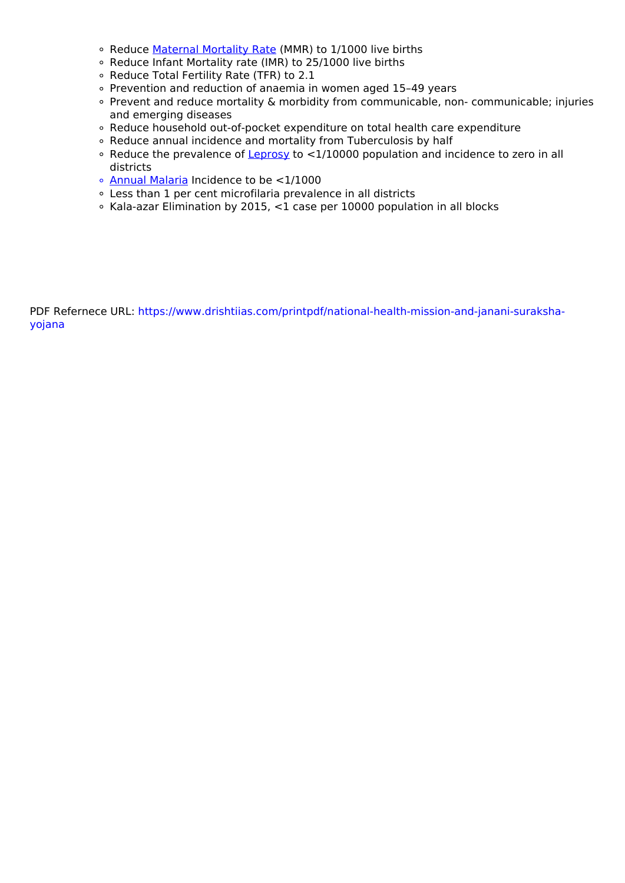- Reduce Maternal Mortality Rate (MMR) to 1/1000 live births
- Reduce Infant Mortality rate (IMR) to 25/1000 live births
- Reduce Total Fertility Rate (TFR) to 2.1
- Prevention and reduction of anaemia in women aged 15–49 years
- Prevent and reduce mortality & morbidity from communicable, non- communicable; injuries and emerging diseases
- Reduce household out-of-pocket expenditure on total health care expenditure
- Reduce annual incidence and mortality from Tuberculosis by half
- Reduce the prevalence of Leprosy to <1/10000 population and incidence to zero in all districts
- Annual Malaria Incidence to be <1/1000
- Less than 1 per cent microfilaria prevalence in all districts
- Kala-azar Elimination by 2015, <1 case per 10000 population in all blocks

PDF Refernece URL: https://www.drishtiias.com/printpdf/national-health-mission-and-janani-suraksha-yojana